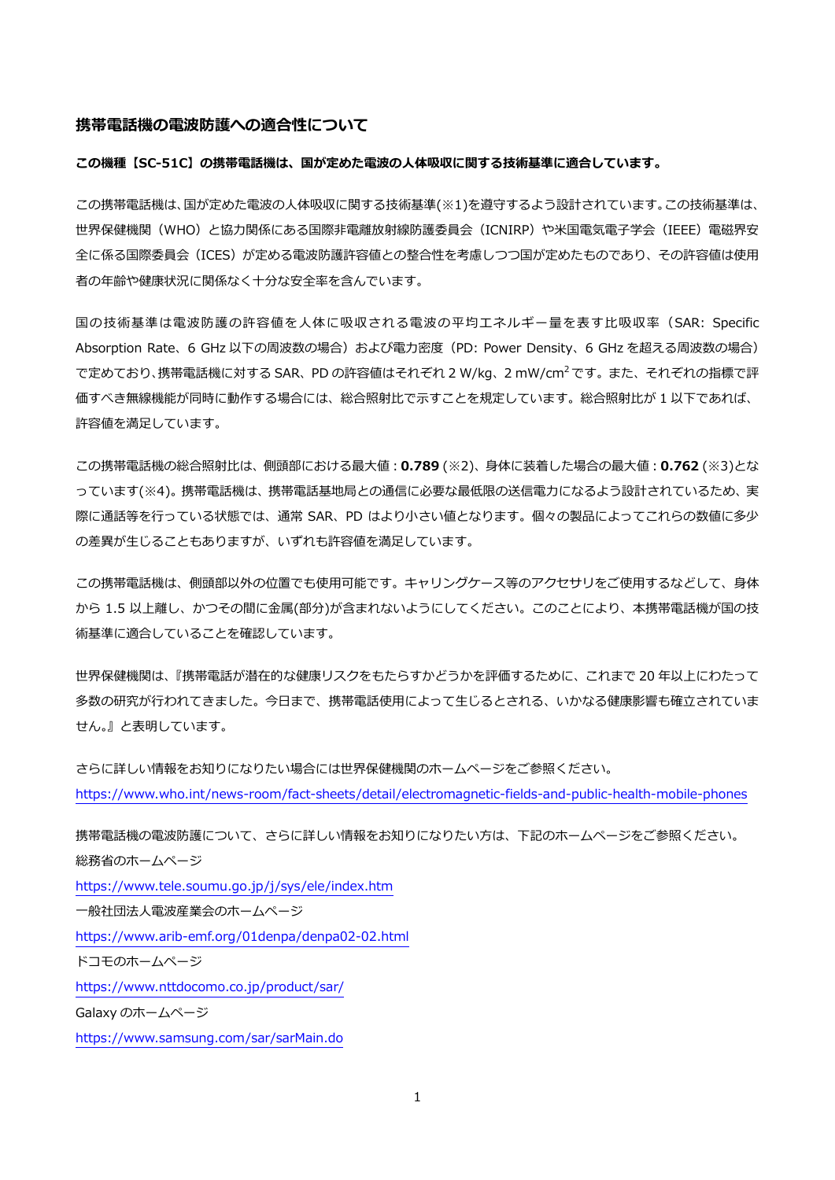## 携帯電話機の電波防護への適合性について

**この機種【SC-51C】の携帯電話機は、国が定めた電波の人体吸収に関する技術基準に適合しています。**

この携帯電話機は、国が定めた電波の人体吸収に関する技術基準(※1)を遵守するよう設計されています。この技術基準は、世界保健機関（WHO）と協力関係にある国際非電離放射線防護委員会（ICNIRP）や米国電気電子学会（IEEE）電磁界安全に係る国際委員会（ICES）が定める電波防護許容値との整合性を考慮しつつ国が定めたものであり、その許容値は使用者の年齢や健康状況に関係なく十分な安全率を含んでいます。

国の技術基準は電波防護の許容値を人体に吸収される電波の平均エネルギー量を表す比吸収率（SAR: Specific Absorption Rate、6 GHz 以下の周波数の場合）および電力密度（PD: Power Density、6 GHz を超える周波数の場合）で定めており、携帯電話機に対する SAR、PD の許容値はそれぞれ 2 W/kg、2 mW/cm$^2$ です。また、それぞれの指標で評価すべき無線機能が同時に動作する場合には、総合照射比で示すことを規定しています。総合照射比が 1 以下であれば、許容値を満足しています。

この携帯電話機の総合照射比は、側頭部における最大値：**0.789** (※2)、身体に装着した場合の最大値：**0.762** (※3)となっています(※4)。携帯電話機は、携帯電話基地局との通信に必要な最低限の送信電力になるよう設計されているため、実際に通話等を行っている状態では、通常 SAR、PD はより小さい値となります。個々の製品によってこれらの数値に多少の差異が生じることもありますが、いずれも許容値を満足しています。

この携帯電話機は、側頭部以外の位置でも使用可能です。キャリングケース等のアクセサリをご使用するなどして、身体から 1.5 以上離し、かつその間に金属(部分)が含まれないようにしてください。このことにより、本携帯電話機が国の技術基準に適合していることを確認しています。

世界保健機関は、『携帯電話が潜在的な健康リスクをもたらすかどうかを評価するために、これまで 20 年以上にわたって多数の研究が行われてきました。今日まで、携帯電話使用によって生じるとされる、いかなる健康影響も確立されていません。』と表明しています。

さらに詳しい情報をお知りになりたい場合には世界保健機関のホームページをご参照ください。
https://www.who.int/news-room/fact-sheets/detail/electromagnetic-fields-and-public-health-mobile-phones

携帯電話機の電波防護について、さらに詳しい情報をお知りになりたい方は、下記のホームページをご参照ください。
総務省のホームページ
https://www.tele.soumu.go.jp/j/sys/ele/index.htm
一般社団法人電波産業会のホームページ
https://www.arib-emf.org/01denpa/denpa02-02.html
ドコモのホームページ
https://www.nttdocomo.co.jp/product/sar/
Galaxy のホームページ
https://www.samsung.com/sar/sarMain.do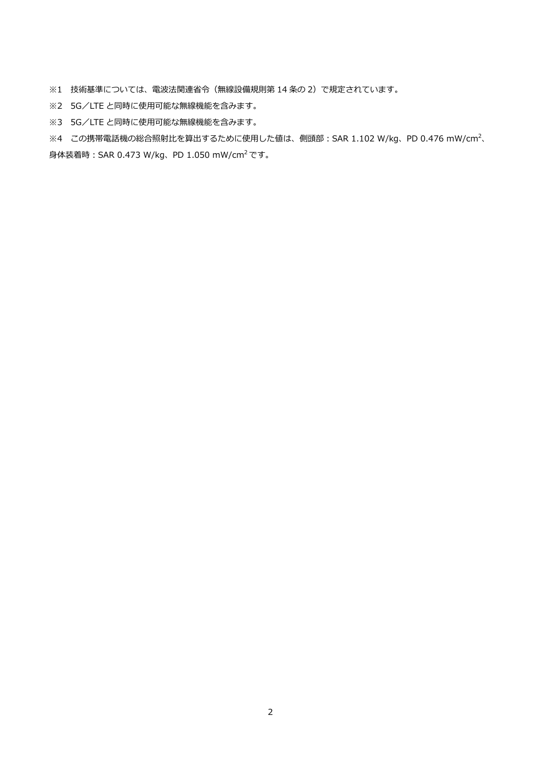※1　技術基準については、電波法関連省令（無線設備規則第 14 条の 2）で規定されています。

※2　5G／LTE と同時に使用可能な無線機能を含みます。

※3　5G／LTE と同時に使用可能な無線機能を含みます。

※4　この携帯電話機の総合照射比を算出するために使用した値は、側頭部：SAR 1.102 W/kg、PD 0.476 mW/cm$^2$、身体装着時：SAR 0.473 W/kg、PD 1.050 mW/cm$^2$ です。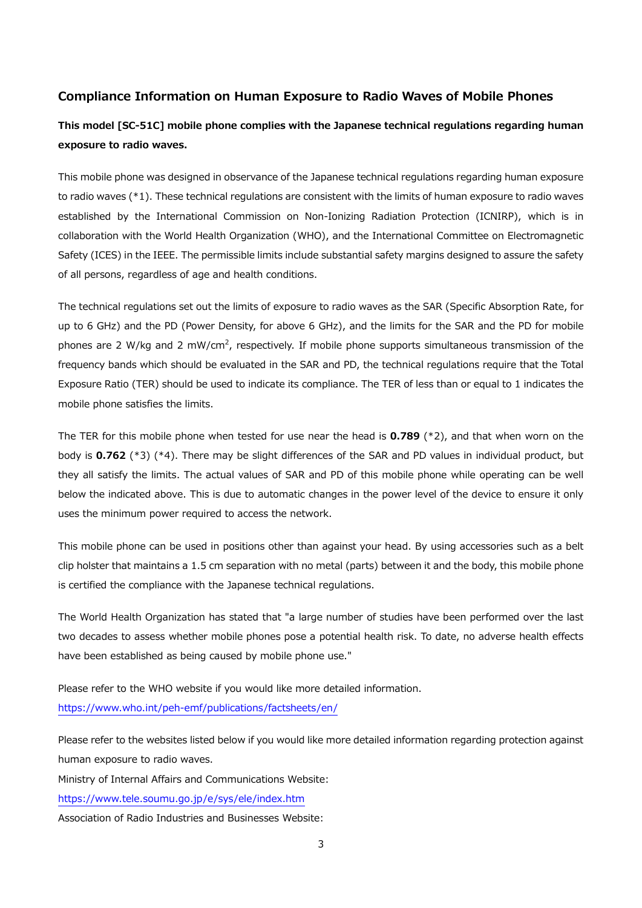## Compliance Information on Human Exposure to Radio Waves of Mobile Phones

**This model [SC-51C] mobile phone complies with the Japanese technical regulations regarding human exposure to radio waves.**

This mobile phone was designed in observance of the Japanese technical regulations regarding human exposure to radio waves (*1). These technical regulations are consistent with the limits of human exposure to radio waves established by the International Commission on Non-Ionizing Radiation Protection (ICNIRP), which is in collaboration with the World Health Organization (WHO), and the International Committee on Electromagnetic Safety (ICES) in the IEEE. The permissible limits include substantial safety margins designed to assure the safety of all persons, regardless of age and health conditions.

The technical regulations set out the limits of exposure to radio waves as the SAR (Specific Absorption Rate, for up to 6 GHz) and the PD (Power Density, for above 6 GHz), and the limits for the SAR and the PD for mobile phones are 2 W/kg and 2 $mW/cm^2$, respectively. If mobile phone supports simultaneous transmission of the frequency bands which should be evaluated in the SAR and PD, the technical regulations require that the Total Exposure Ratio (TER) should be used to indicate its compliance. The TER of less than or equal to 1 indicates the mobile phone satisfies the limits.

The TER for this mobile phone when tested for use near the head is **0.789** (*2), and that when worn on the body is **0.762** (*3) (*4). There may be slight differences of the SAR and PD values in individual product, but they all satisfy the limits. The actual values of SAR and PD of this mobile phone while operating can be well below the indicated above. This is due to automatic changes in the power level of the device to ensure it only uses the minimum power required to access the network.

This mobile phone can be used in positions other than against your head. By using accessories such as a belt clip holster that maintains a 1.5 cm separation with no metal (parts) between it and the body, this mobile phone is certified the compliance with the Japanese technical regulations.

The World Health Organization has stated that "a large number of studies have been performed over the last two decades to assess whether mobile phones pose a potential health risk. To date, no adverse health effects have been established as being caused by mobile phone use."

Please refer to the WHO website if you would like more detailed information.
https://www.who.int/peh-emf/publications/factsheets/en/

Please refer to the websites listed below if you would like more detailed information regarding protection against human exposure to radio waves.
Ministry of Internal Affairs and Communications Website:
https://www.tele.soumu.go.jp/e/sys/ele/index.htm
Association of Radio Industries and Businesses Website: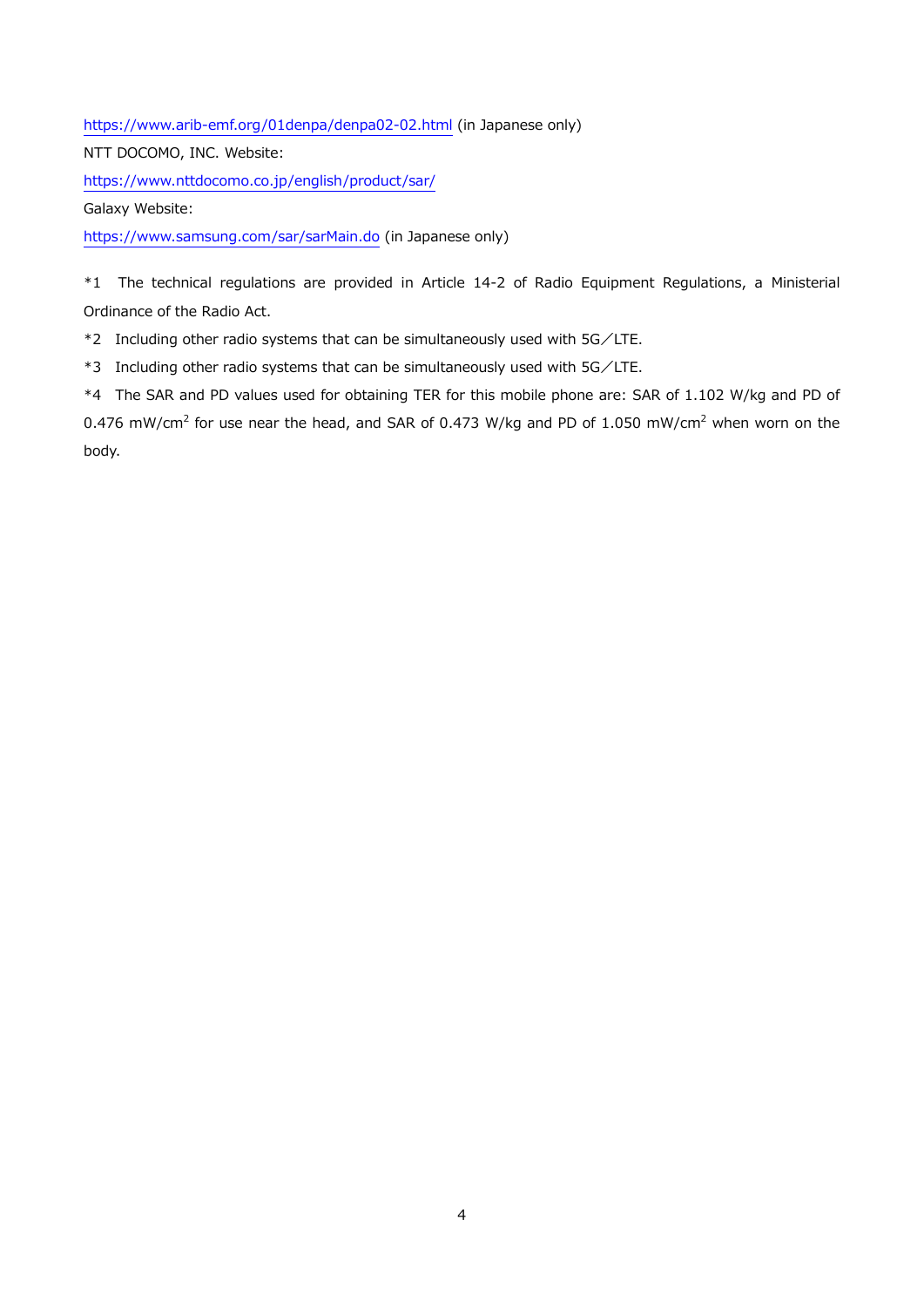https://www.arib-emf.org/01denpa/denpa02-02.html (in Japanese only)

NTT DOCOMO, INC. Website:

https://www.nttdocomo.co.jp/english/product/sar/

Galaxy Website:

https://www.samsung.com/sar/sarMain.do (in Japanese only)

*1 The technical regulations are provided in Article 14-2 of Radio Equipment Regulations, a Ministerial Ordinance of the Radio Act.

*2 Including other radio systems that can be simultaneously used with 5G／LTE.

*3 Including other radio systems that can be simultaneously used with 5G／LTE.

*4 The SAR and PD values used for obtaining TER for this mobile phone are: SAR of 1.102 W/kg and PD of 0.476 $mW/cm^2$ for use near the head, and SAR of 0.473 W/kg and PD of 1.050 $mW/cm^2$ when worn on the body.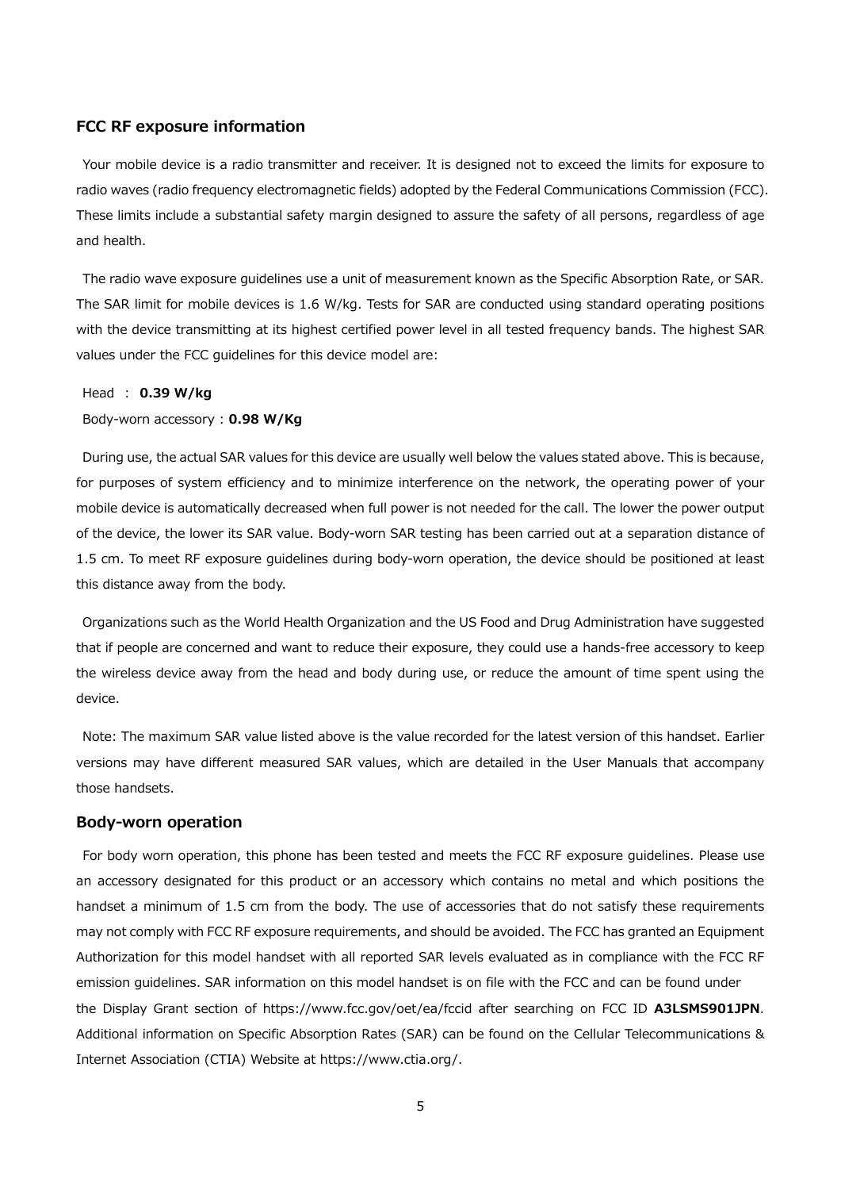## FCC RF exposure information

Your mobile device is a radio transmitter and receiver. It is designed not to exceed the limits for exposure to radio waves (radio frequency electromagnetic fields) adopted by the Federal Communications Commission (FCC). These limits include a substantial safety margin designed to assure the safety of all persons, regardless of age and health.

The radio wave exposure guidelines use a unit of measurement known as the Specific Absorption Rate, or SAR. The SAR limit for mobile devices is 1.6 W/kg. Tests for SAR are conducted using standard operating positions with the device transmitting at its highest certified power level in all tested frequency bands. The highest SAR values under the FCC guidelines for this device model are:

Head ： **0.39 W/kg**

Body-worn accessory : **0.98 W/Kg**

During use, the actual SAR values for this device are usually well below the values stated above. This is because, for purposes of system efficiency and to minimize interference on the network, the operating power of your mobile device is automatically decreased when full power is not needed for the call. The lower the power output of the device, the lower its SAR value. Body-worn SAR testing has been carried out at a separation distance of 1.5 cm. To meet RF exposure guidelines during body-worn operation, the device should be positioned at least this distance away from the body.

Organizations such as the World Health Organization and the US Food and Drug Administration have suggested that if people are concerned and want to reduce their exposure, they could use a hands-free accessory to keep the wireless device away from the head and body during use, or reduce the amount of time spent using the device.

Note: The maximum SAR value listed above is the value recorded for the latest version of this handset. Earlier versions may have different measured SAR values, which are detailed in the User Manuals that accompany those handsets.

## Body-worn operation

For body worn operation, this phone has been tested and meets the FCC RF exposure guidelines. Please use an accessory designated for this product or an accessory which contains no metal and which positions the handset a minimum of 1.5 cm from the body. The use of accessories that do not satisfy these requirements may not comply with FCC RF exposure requirements, and should be avoided. The FCC has granted an Equipment Authorization for this model handset with all reported SAR levels evaluated as in compliance with the FCC RF emission guidelines. SAR information on this model handset is on file with the FCC and can be found under the Display Grant section of https://www.fcc.gov/oet/ea/fccid after searching on FCC ID **A3LSMS901JPN**. Additional information on Specific Absorption Rates (SAR) can be found on the Cellular Telecommunications & Internet Association (CTIA) Website at https://www.ctia.org/.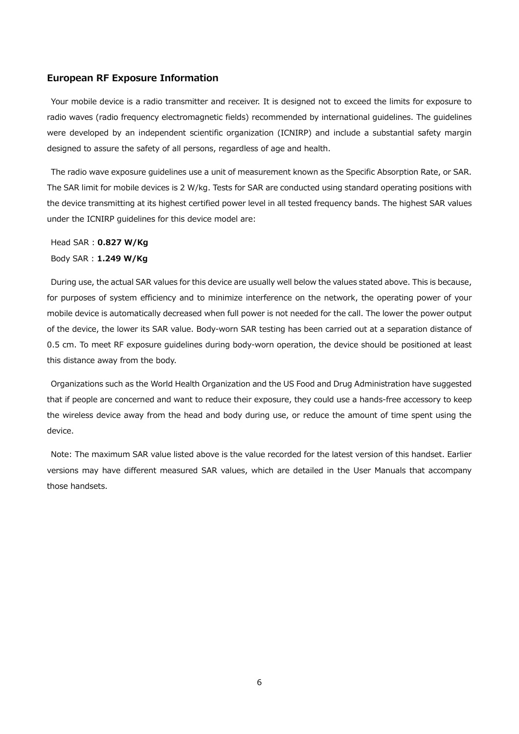## European RF Exposure Information

Your mobile device is a radio transmitter and receiver. It is designed not to exceed the limits for exposure to radio waves (radio frequency electromagnetic fields) recommended by international guidelines. The guidelines were developed by an independent scientific organization (ICNIRP) and include a substantial safety margin designed to assure the safety of all persons, regardless of age and health.

The radio wave exposure guidelines use a unit of measurement known as the Specific Absorption Rate, or SAR. The SAR limit for mobile devices is 2 W/kg. Tests for SAR are conducted using standard operating positions with the device transmitting at its highest certified power level in all tested frequency bands. The highest SAR values under the ICNIRP guidelines for this device model are:

Head SAR : **0.827 W/Kg**

Body SAR : **1.249 W/Kg**

During use, the actual SAR values for this device are usually well below the values stated above. This is because, for purposes of system efficiency and to minimize interference on the network, the operating power of your mobile device is automatically decreased when full power is not needed for the call. The lower the power output of the device, the lower its SAR value. Body-worn SAR testing has been carried out at a separation distance of 0.5 cm. To meet RF exposure guidelines during body-worn operation, the device should be positioned at least this distance away from the body.

Organizations such as the World Health Organization and the US Food and Drug Administration have suggested that if people are concerned and want to reduce their exposure, they could use a hands-free accessory to keep the wireless device away from the head and body during use, or reduce the amount of time spent using the device.

Note: The maximum SAR value listed above is the value recorded for the latest version of this handset. Earlier versions may have different measured SAR values, which are detailed in the User Manuals that accompany those handsets.